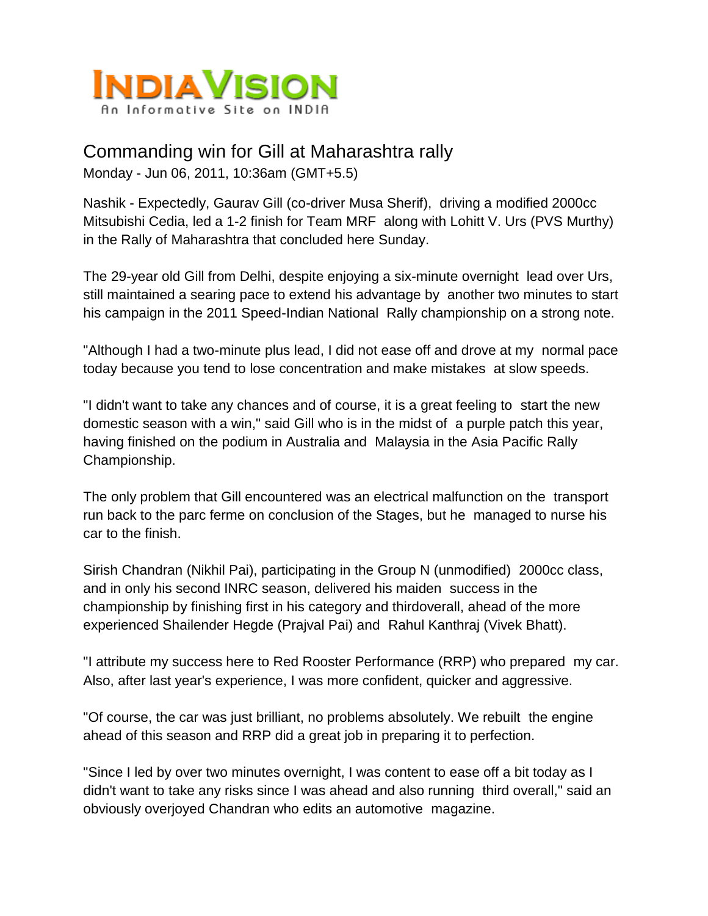INDIAVISION
An Informative Site on INDIA

# Commanding win for Gill at Maharashtra rally

Monday - Jun 06, 2011, 10:36am (GMT+5.5)

Nashik - Expectedly, Gaurav Gill (co-driver Musa Sherif), driving a modified 2000cc Mitsubishi Cedia, led a 1-2 finish for Team MRF along with Lohitt V. Urs (PVS Murthy) in the Rally of Maharashtra that concluded here Sunday.

The 29-year old Gill from Delhi, despite enjoying a six-minute overnight lead over Urs, still maintained a searing pace to extend his advantage by another two minutes to start his campaign in the 2011 Speed-Indian National Rally championship on a strong note.

"Although I had a two-minute plus lead, I did not ease off and drove at my normal pace today because you tend to lose concentration and make mistakes at slow speeds.

"I didn't want to take any chances and of course, it is a great feeling to start the new domestic season with a win," said Gill who is in the midst of a purple patch this year, having finished on the podium in Australia and Malaysia in the Asia Pacific Rally Championship.

The only problem that Gill encountered was an electrical malfunction on the transport run back to the parc ferme on conclusion of the Stages, but he managed to nurse his car to the finish.

Sirish Chandran (Nikhil Pai), participating in the Group N (unmodified) 2000cc class, and in only his second INRC season, delivered his maiden success in the championship by finishing first in his category and thirdoverall, ahead of the more experienced Shailender Hegde (Prajval Pai) and Rahul Kanthraj (Vivek Bhatt).

"I attribute my success here to Red Rooster Performance (RRP) who prepared my car. Also, after last year's experience, I was more confident, quicker and aggressive.

"Of course, the car was just brilliant, no problems absolutely. We rebuilt the engine ahead of this season and RRP did a great job in preparing it to perfection.

"Since I led by over two minutes overnight, I was content to ease off a bit today as I didn't want to take any risks since I was ahead and also running third overall," said an obviously overjoyed Chandran who edits an automotive magazine.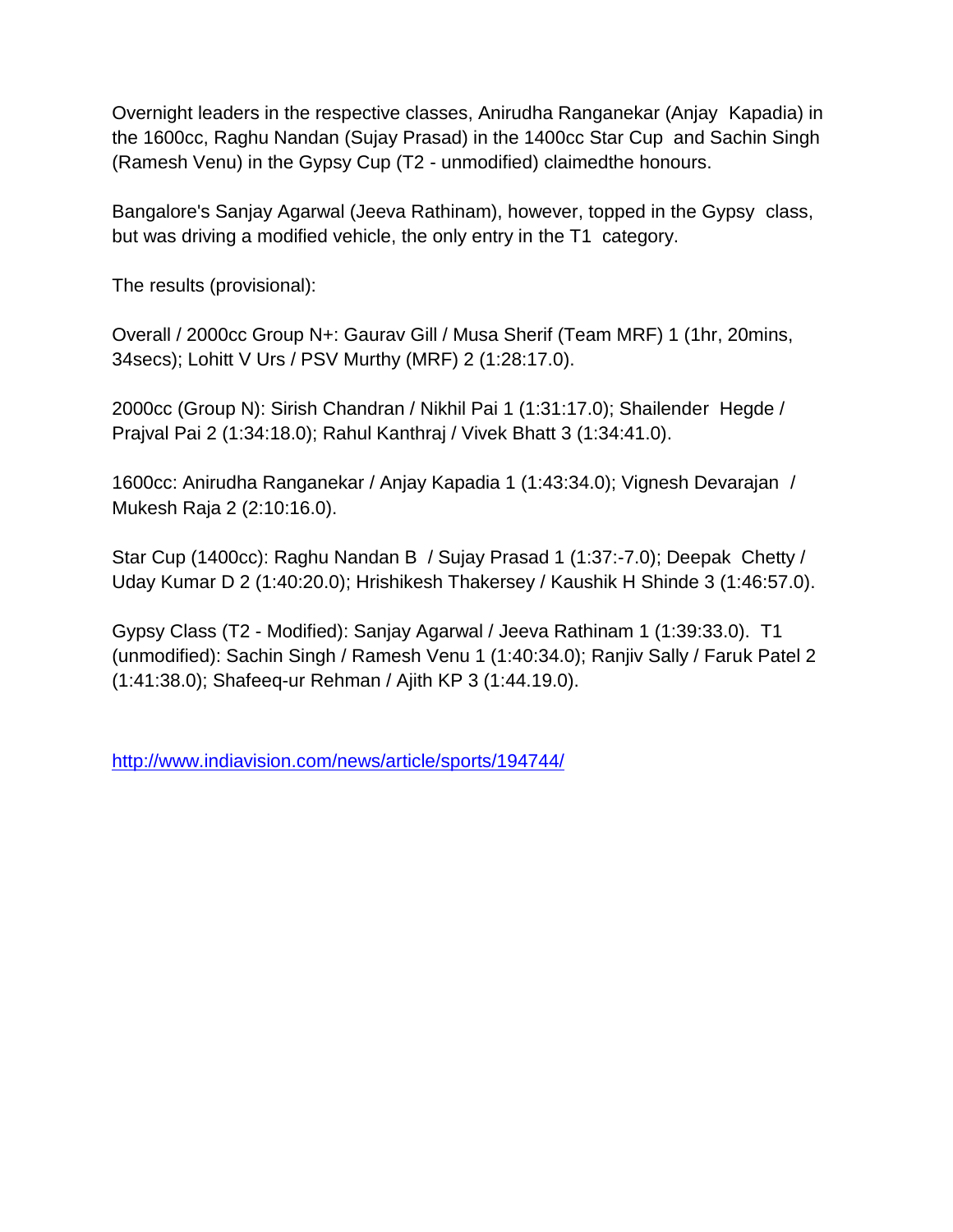Overnight leaders in the respective classes, Anirudha Ranganekar (Anjay Kapadia) in the 1600cc, Raghu Nandan (Sujay Prasad) in the 1400cc Star Cup and Sachin Singh (Ramesh Venu) in the Gypsy Cup (T2 - unmodified) claimedthe honours.

Bangalore's Sanjay Agarwal (Jeeva Rathinam), however, topped in the Gypsy class, but was driving a modified vehicle, the only entry in the T1 category.

The results (provisional):

Overall / 2000cc Group N+: Gaurav Gill / Musa Sherif (Team MRF) 1 (1hr, 20mins, 34secs); Lohitt V Urs / PSV Murthy (MRF) 2 (1:28:17.0).

2000cc (Group N): Sirish Chandran / Nikhil Pai 1 (1:31:17.0); Shailender Hegde / Prajval Pai 2 (1:34:18.0); Rahul Kanthraj / Vivek Bhatt 3 (1:34:41.0).

1600cc: Anirudha Ranganekar / Anjay Kapadia 1 (1:43:34.0); Vignesh Devarajan / Mukesh Raja 2 (2:10:16.0).

Star Cup (1400cc): Raghu Nandan B / Sujay Prasad 1 (1:37:-7.0); Deepak Chetty / Uday Kumar D 2 (1:40:20.0); Hrishikesh Thakersey / Kaushik H Shinde 3 (1:46:57.0).

Gypsy Class (T2 - Modified): Sanjay Agarwal / Jeeva Rathinam 1 (1:39:33.0). T1 (unmodified): Sachin Singh / Ramesh Venu 1 (1:40:34.0); Ranjiv Sally / Faruk Patel 2 (1:41:38.0); Shafeeq-ur Rehman / Ajith KP 3 (1:44.19.0).

http://www.indiavision.com/news/article/sports/194744/